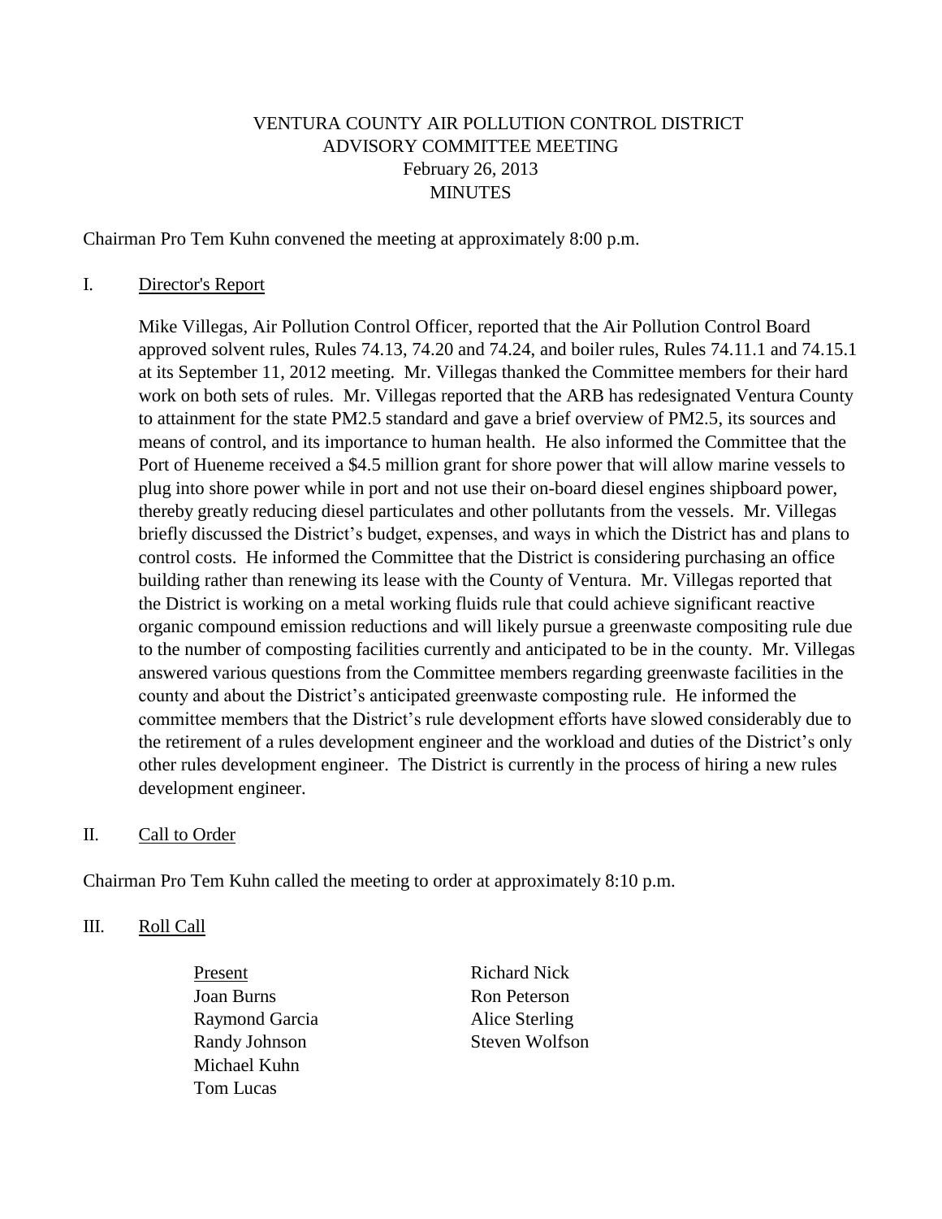# VENTURA COUNTY AIR POLLUTION CONTROL DISTRICT
## ADVISORY COMMITTEE MEETING
### February 26, 2013
### MINUTES

Chairman Pro Tem Kuhn convened the meeting at approximately 8:00 p.m.

I. Director's Report

Mike Villegas, Air Pollution Control Officer, reported that the Air Pollution Control Board approved solvent rules, Rules 74.13, 74.20 and 74.24, and boiler rules, Rules 74.11.1 and 74.15.1 at its September 11, 2012 meeting. Mr. Villegas thanked the Committee members for their hard work on both sets of rules. Mr. Villegas reported that the ARB has redesignated Ventura County to attainment for the state PM2.5 standard and gave a brief overview of PM2.5, its sources and means of control, and its importance to human health. He also informed the Committee that the Port of Hueneme received a $4.5 million grant for shore power that will allow marine vessels to plug into shore power while in port and not use their on-board diesel engines shipboard power, thereby greatly reducing diesel particulates and other pollutants from the vessels. Mr. Villegas briefly discussed the District's budget, expenses, and ways in which the District has and plans to control costs. He informed the Committee that the District is considering purchasing an office building rather than renewing its lease with the County of Ventura. Mr. Villegas reported that the District is working on a metal working fluids rule that could achieve significant reactive organic compound emission reductions and will likely pursue a greenwaste compositing rule due to the number of composting facilities currently and anticipated to be in the county. Mr. Villegas answered various questions from the Committee members regarding greenwaste facilities in the county and about the District's anticipated greenwaste composting rule. He informed the committee members that the District's rule development efforts have slowed considerably due to the retirement of a rules development engineer and the workload and duties of the District's only other rules development engineer. The District is currently in the process of hiring a new rules development engineer.

II. Call to Order

Chairman Pro Tem Kuhn called the meeting to order at approximately 8:10 p.m.

III. Roll Call

Present

- Joan Burns
- Raymond Garcia
- Randy Johnson
- Michael Kuhn
- Tom Lucas
- Richard Nick
- Ron Peterson
- Alice Sterling
- Steven Wolfson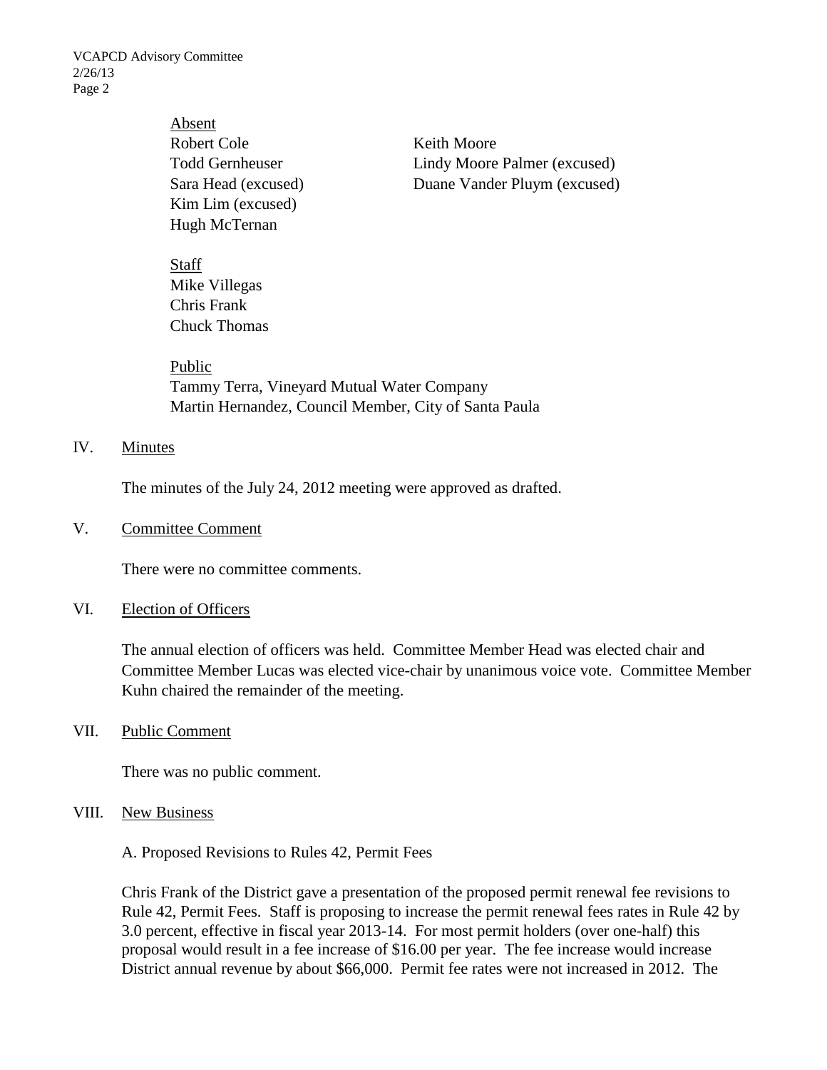Absent

Robert Cole
Todd Gernheuser
Sara Head (excused)
Kim Lim (excused)
Hugh McTernan
Keith Moore
Lindy Moore Palmer (excused)
Duane Vander Pluym (excused)

Staff

Mike Villegas
Chris Frank
Chuck Thomas

Public

Tammy Terra, Vineyard Mutual Water Company
Martin Hernandez, Council Member, City of Santa Paula

## IV. Minutes

The minutes of the July 24, 2012 meeting were approved as drafted.

## V. Committee Comment

There were no committee comments.

## VI. Election of Officers

The annual election of officers was held. Committee Member Head was elected chair and Committee Member Lucas was elected vice-chair by unanimous voice vote. Committee Member Kuhn chaired the remainder of the meeting.

## VII. Public Comment

There was no public comment.

## VIII. New Business

A. Proposed Revisions to Rules 42, Permit Fees

Chris Frank of the District gave a presentation of the proposed permit renewal fee revisions to Rule 42, Permit Fees. Staff is proposing to increase the permit renewal fees rates in Rule 42 by 3.0 percent, effective in fiscal year 2013-14. For most permit holders (over one-half) this proposal would result in a fee increase of $16.00 per year. The fee increase would increase District annual revenue by about $66,000. Permit fee rates were not increased in 2012. The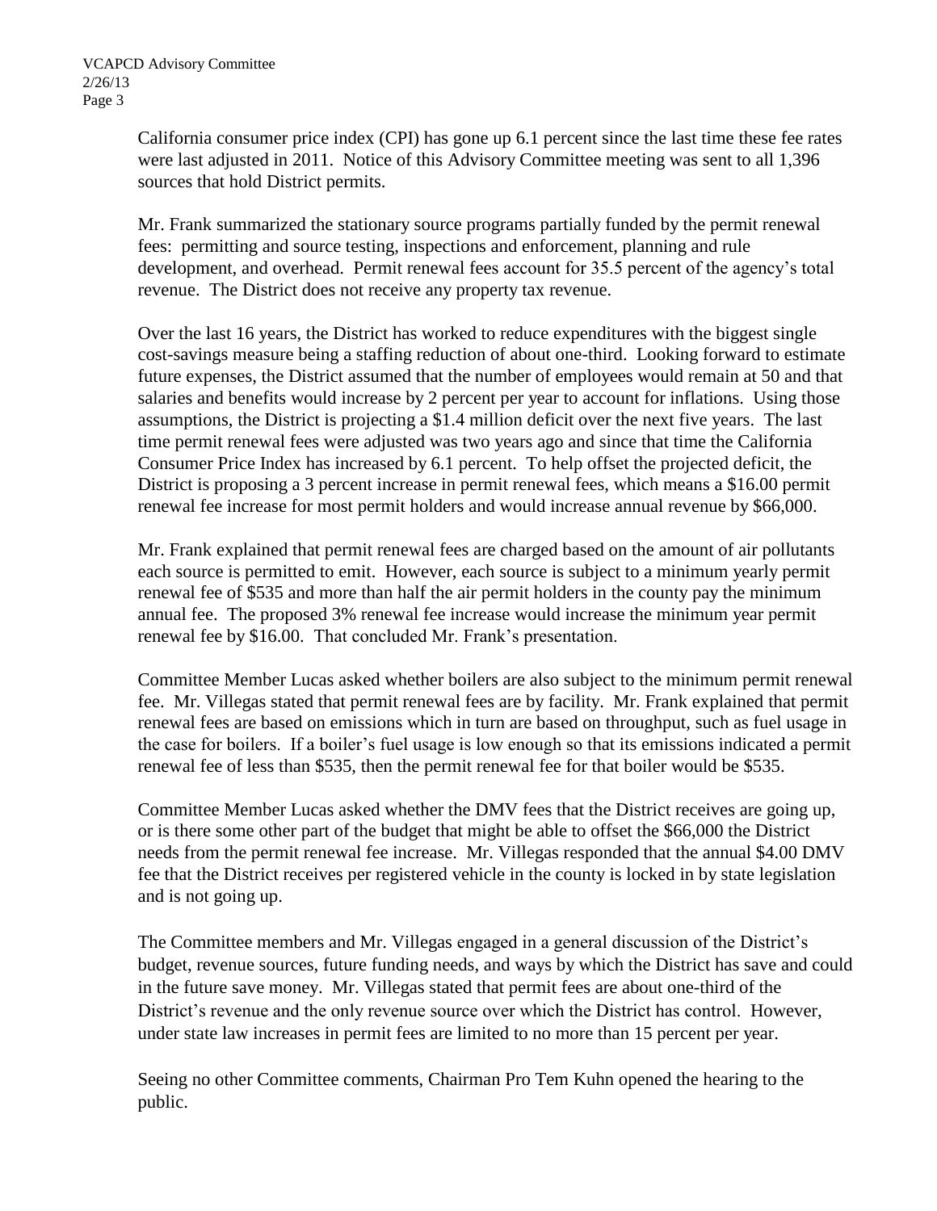California consumer price index (CPI) has gone up 6.1 percent since the last time these fee rates were last adjusted in 2011. Notice of this Advisory Committee meeting was sent to all 1,396 sources that hold District permits.

Mr. Frank summarized the stationary source programs partially funded by the permit renewal fees: permitting and source testing, inspections and enforcement, planning and rule development, and overhead. Permit renewal fees account for 35.5 percent of the agency's total revenue. The District does not receive any property tax revenue.

Over the last 16 years, the District has worked to reduce expenditures with the biggest single cost-savings measure being a staffing reduction of about one-third. Looking forward to estimate future expenses, the District assumed that the number of employees would remain at 50 and that salaries and benefits would increase by 2 percent per year to account for inflations. Using those assumptions, the District is projecting a $1.4 million deficit over the next five years. The last time permit renewal fees were adjusted was two years ago and since that time the California Consumer Price Index has increased by 6.1 percent. To help offset the projected deficit, the District is proposing a 3 percent increase in permit renewal fees, which means a $16.00 permit renewal fee increase for most permit holders and would increase annual revenue by $66,000.

Mr. Frank explained that permit renewal fees are charged based on the amount of air pollutants each source is permitted to emit. However, each source is subject to a minimum yearly permit renewal fee of $535 and more than half the air permit holders in the county pay the minimum annual fee. The proposed 3% renewal fee increase would increase the minimum year permit renewal fee by $16.00. That concluded Mr. Frank's presentation.

Committee Member Lucas asked whether boilers are also subject to the minimum permit renewal fee. Mr. Villegas stated that permit renewal fees are by facility. Mr. Frank explained that permit renewal fees are based on emissions which in turn are based on throughput, such as fuel usage in the case for boilers. If a boiler's fuel usage is low enough so that its emissions indicated a permit renewal fee of less than $535, then the permit renewal fee for that boiler would be $535.

Committee Member Lucas asked whether the DMV fees that the District receives are going up, or is there some other part of the budget that might be able to offset the $66,000 the District needs from the permit renewal fee increase. Mr. Villegas responded that the annual $4.00 DMV fee that the District receives per registered vehicle in the county is locked in by state legislation and is not going up.

The Committee members and Mr. Villegas engaged in a general discussion of the District's budget, revenue sources, future funding needs, and ways by which the District has save and could in the future save money. Mr. Villegas stated that permit fees are about one-third of the District's revenue and the only revenue source over which the District has control. However, under state law increases in permit fees are limited to no more than 15 percent per year.

Seeing no other Committee comments, Chairman Pro Tem Kuhn opened the hearing to the public.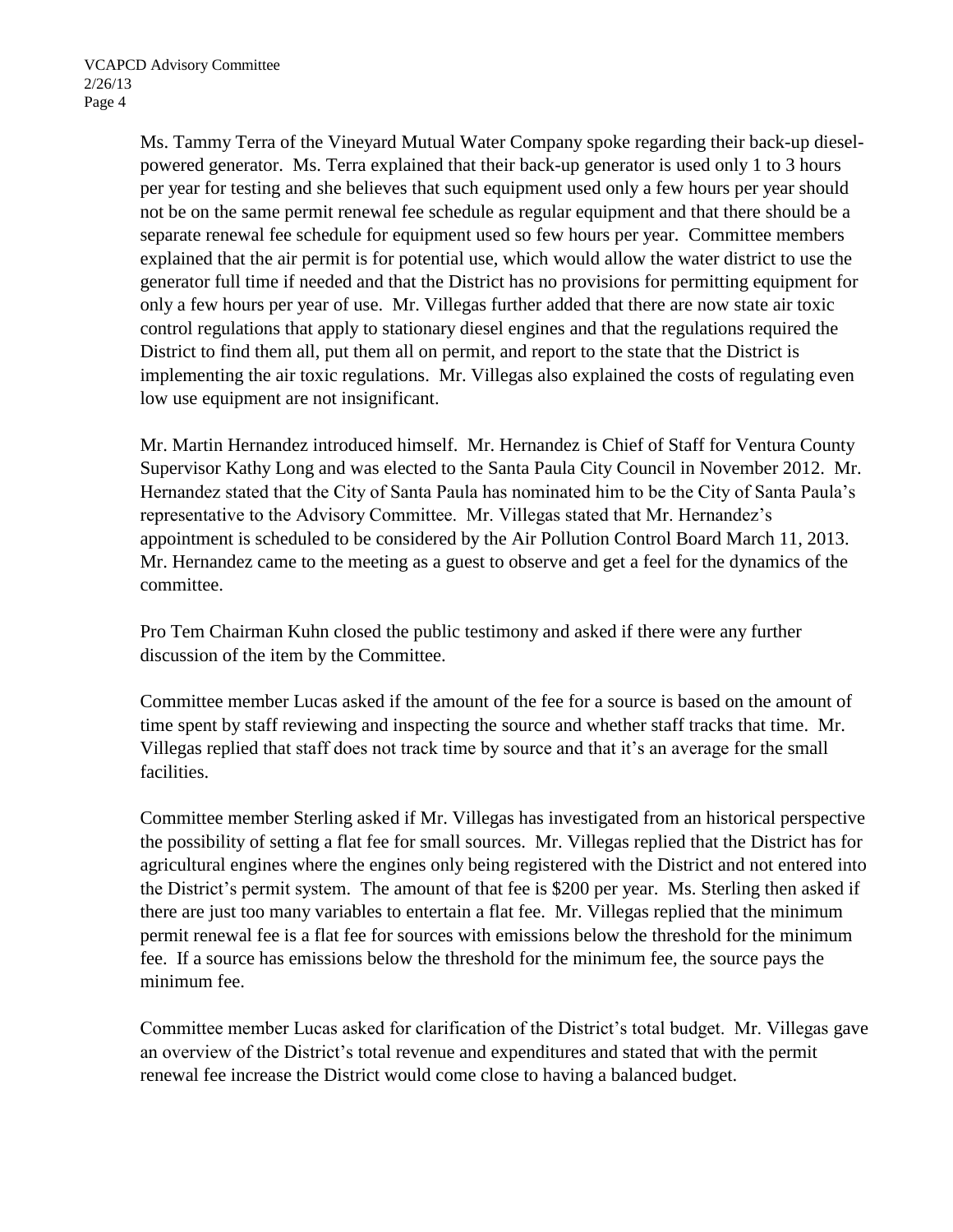Ms. Tammy Terra of the Vineyard Mutual Water Company spoke regarding their back-up diesel-powered generator. Ms. Terra explained that their back-up generator is used only 1 to 3 hours per year for testing and she believes that such equipment used only a few hours per year should not be on the same permit renewal fee schedule as regular equipment and that there should be a separate renewal fee schedule for equipment used so few hours per year. Committee members explained that the air permit is for potential use, which would allow the water district to use the generator full time if needed and that the District has no provisions for permitting equipment for only a few hours per year of use. Mr. Villegas further added that there are now state air toxic control regulations that apply to stationary diesel engines and that the regulations required the District to find them all, put them all on permit, and report to the state that the District is implementing the air toxic regulations. Mr. Villegas also explained the costs of regulating even low use equipment are not insignificant.

Mr. Martin Hernandez introduced himself. Mr. Hernandez is Chief of Staff for Ventura County Supervisor Kathy Long and was elected to the Santa Paula City Council in November 2012. Mr. Hernandez stated that the City of Santa Paula has nominated him to be the City of Santa Paula's representative to the Advisory Committee. Mr. Villegas stated that Mr. Hernandez's appointment is scheduled to be considered by the Air Pollution Control Board March 11, 2013. Mr. Hernandez came to the meeting as a guest to observe and get a feel for the dynamics of the committee.

Pro Tem Chairman Kuhn closed the public testimony and asked if there were any further discussion of the item by the Committee.

Committee member Lucas asked if the amount of the fee for a source is based on the amount of time spent by staff reviewing and inspecting the source and whether staff tracks that time. Mr. Villegas replied that staff does not track time by source and that it's an average for the small facilities.

Committee member Sterling asked if Mr. Villegas has investigated from an historical perspective the possibility of setting a flat fee for small sources. Mr. Villegas replied that the District has for agricultural engines where the engines only being registered with the District and not entered into the District's permit system. The amount of that fee is \$200 per year. Ms. Sterling then asked if there are just too many variables to entertain a flat fee. Mr. Villegas replied that the minimum permit renewal fee is a flat fee for sources with emissions below the threshold for the minimum fee. If a source has emissions below the threshold for the minimum fee, the source pays the minimum fee.

Committee member Lucas asked for clarification of the District's total budget. Mr. Villegas gave an overview of the District's total revenue and expenditures and stated that with the permit renewal fee increase the District would come close to having a balanced budget.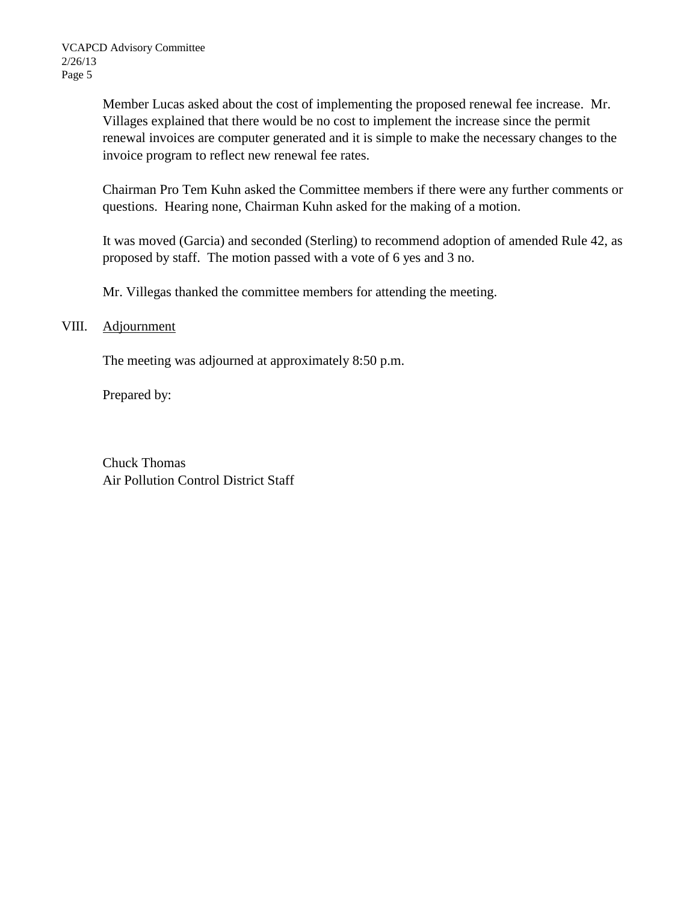Member Lucas asked about the cost of implementing the proposed renewal fee increase. Mr. Villages explained that there would be no cost to implement the increase since the permit renewal invoices are computer generated and it is simple to make the necessary changes to the invoice program to reflect new renewal fee rates.

Chairman Pro Tem Kuhn asked the Committee members if there were any further comments or questions. Hearing none, Chairman Kuhn asked for the making of a motion.

It was moved (Garcia) and seconded (Sterling) to recommend adoption of amended Rule 42, as proposed by staff. The motion passed with a vote of 6 yes and 3 no.

Mr. Villegas thanked the committee members for attending the meeting.

VIII. Adjournment

The meeting was adjourned at approximately 8:50 p.m.

Prepared by:

Chuck Thomas
Air Pollution Control District Staff